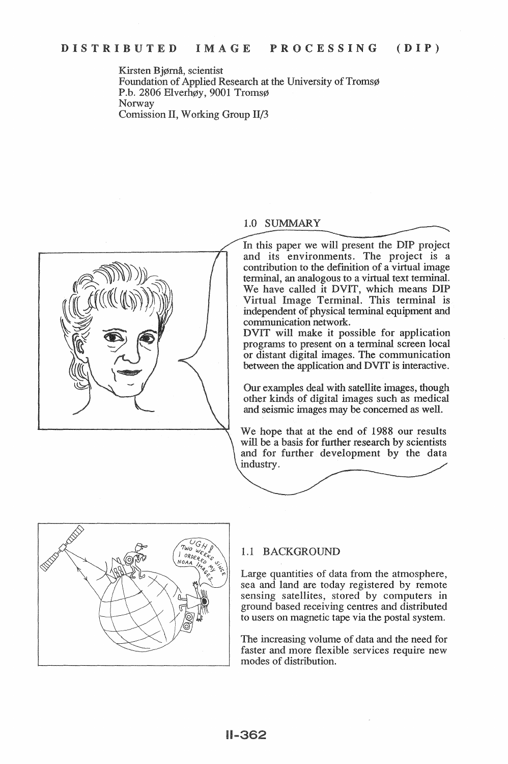# DISTRIBUTED IMAGE PROCESSING (DIP)

Kirsten Bjørnå, scientist
Foundation of Applied Research at the University of Tromsø
P.b. 2806 Elverhøy, 9001 Tromsø
Norway
Comission II, Working Group II/3

## 1.0 SUMMARY

In this paper we will present the DIP project and its environments. The project is a contribution to the definition of a virtual image terminal, an analogous to a virtual text terminal. We have called it DVIT, which means DIP Virtual Image Terminal. This terminal is independent of physical terminal equipment and communication network.

DVIT will make it possible for application programs to present on a terminal screen local or distant digital images. The communication between the application and DVIT is interactive.

Our examples deal with satellite images, though other kinds of digital images such as medical and seismic images may be concerned as well.

We hope that at the end of 1988 our results will be a basis for further research by scientists and for further development by the data industry.

## 1.1 BACKGROUND

Large quantities of data from the atmosphere, sea and land are today registered by remote sensing satellites, stored by computers in ground based receiving centres and distributed to users on magnetic tape via the postal system.

The increasing volume of data and the need for faster and more flexible services require new modes of distribution.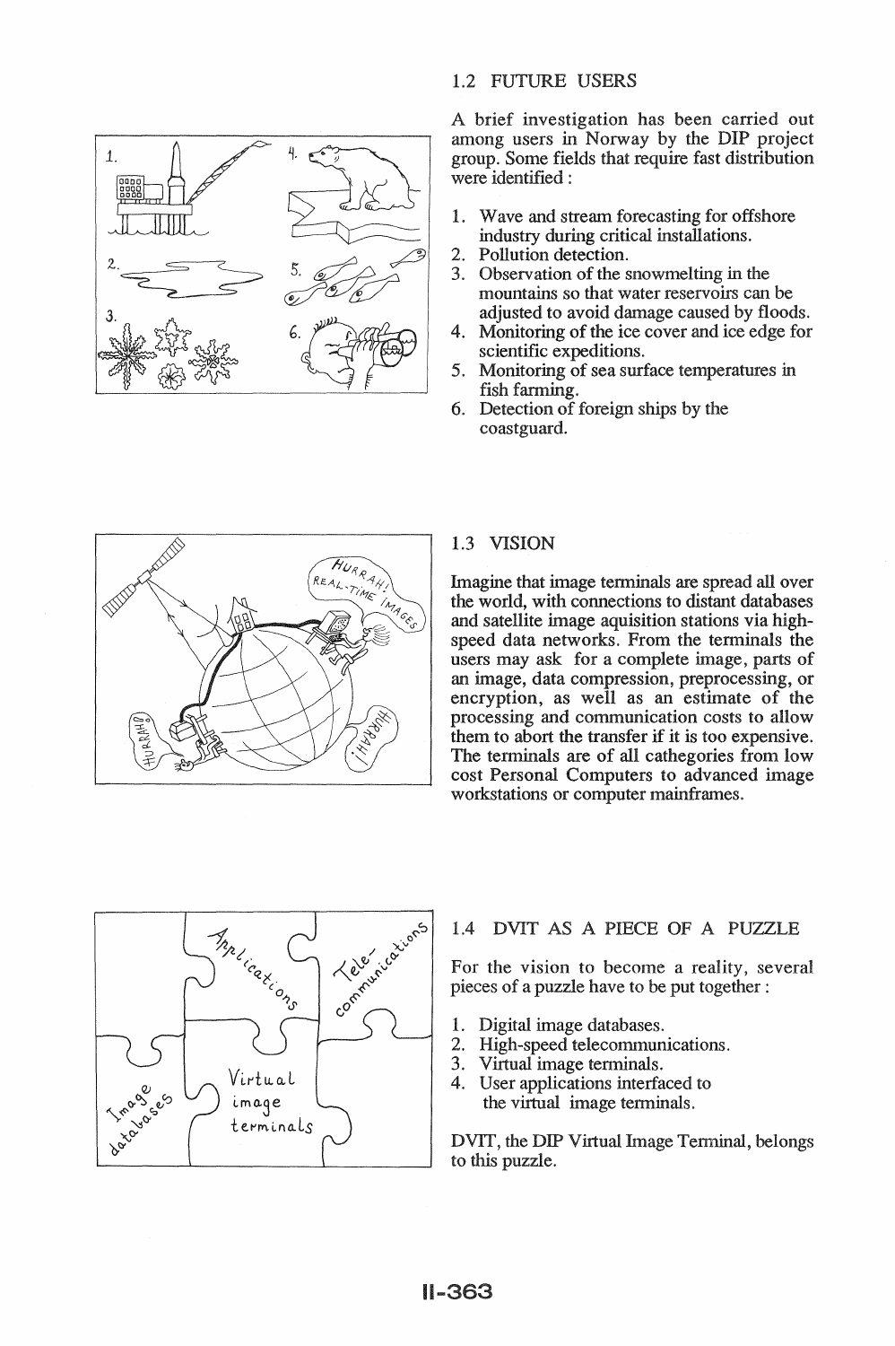## 1.2 FUTURE USERS

A brief investigation has been carried out among users in Norway by the DIP project group. Some fields that require fast distribution were identified :

1. Wave and stream forecasting for offshore industry during critical installations.
2. Pollution detection.
3. Observation of the snowmelting in the mountains so that water reservoirs can be adjusted to avoid damage caused by floods.
4. Monitoring of the ice cover and ice edge for scientific expeditions.
5. Monitoring of sea surface temperatures in fish farming.
6. Detection of foreign ships by the coastguard.

## 1.3 VISION

Imagine that image terminals are spread all over the world, with connections to distant databases and satellite image aquisition stations via high-speed data networks. From the terminals the users may ask for a complete image, parts of an image, data compression, preprocessing, or encryption, as well as an estimate of the processing and communication costs to allow them to abort the transfer if it is too expensive. The terminals are of all cathegories from low cost Personal Computers to advanced image workstations or computer mainframes.

## 1.4 DVIT AS A PIECE OF A PUZZLE

For the vision to become a reality, several pieces of a puzzle have to be put together :

1. Digital image databases.
2. High-speed telecommunications.
3. Virtual image terminals.
4. User applications interfaced to the virtual image terminals.

DVIT, the DIP Virtual Image Terminal, belongs to this puzzle.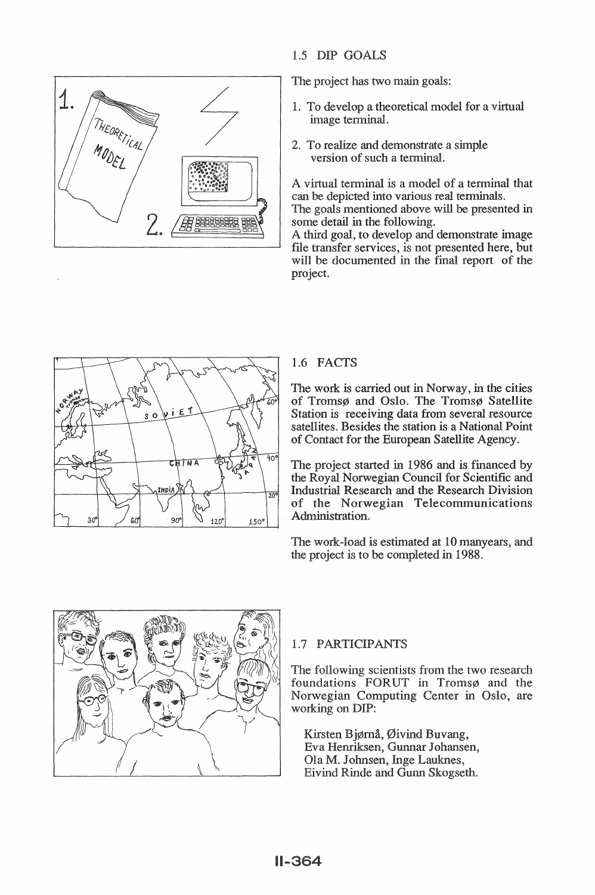## 1.5 DIP GOALS

The project has two main goals:

1. To develop a theoretical model for a virtual image terminal.
2. To realize and demonstrate a simple version of such a terminal.

A virtual terminal is a model of a terminal that can be depicted into various real terminals.
The goals mentioned above will be presented in some detail in the following.
A third goal, to develop and demonstrate image file transfer services, is not presented here, but will be documented in the final report of the project.

## 1.6 FACTS

The work is carried out in Norway, in the cities of Tromsø and Oslo. The Tromsø Satellite Station is receiving data from several resource satellites. Besides the station is a National Point of Contact for the European Satellite Agency.

The project started in 1986 and is financed by the Royal Norwegian Council for Scientific and Industrial Research and the Research Division of the Norwegian Telecommunications Administration.

The work-load is estimated at 10 manyears, and the project is to be completed in 1988.

## 1.7 PARTICIPANTS

The following scientists from the two research foundations FORUT in Tromsø and the Norwegian Computing Center in Oslo, are working on DIP:

Kirsten Bjørnå, Øivind Buvang,
Eva Henriksen, Gunnar Johansen,
Ola M. Johnsen, Inge Lauknes,
Eivind Rinde and Gunn Skogseth.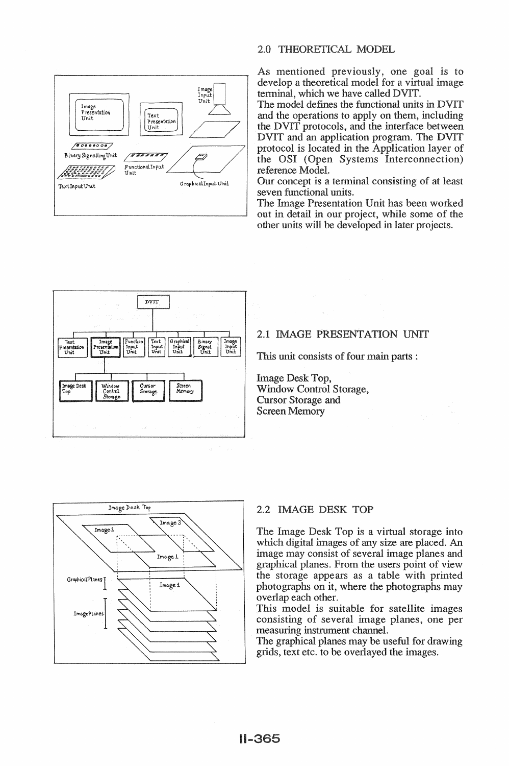## 2.0 THEORETICAL MODEL

As mentioned previously, one goal is to develop a theoretical model for a virtual image terminal, which we have called DVIT.

The model defines the functional units in DVIT and the operations to apply on them, including the DVIT protocols, and the interface between DVIT and an application program. The DVIT protocol is located in the Application layer of the OSI (Open Systems Interconnection) reference Model.

Our concept is a terminal consisting of at least seven functional units.

The Image Presentation Unit has been worked out in detail in our project, while some of the other units will be developed in later projects.

## 2.1 IMAGE PRESENTATION UNIT

This unit consists of four main parts :

Image Desk Top,
Window Control Storage,
Cursor Storage and
Screen Memory

## 2.2 IMAGE DESK TOP

The Image Desk Top is a virtual storage into which digital images of any size are placed. An image may consist of several image planes and graphical planes. From the users point of view the storage appears as a table with printed photographs on it, where the photographs may overlap each other.

This model is suitable for satellite images consisting of several image planes, one per measuring instrument channel.

The graphical planes may be useful for drawing grids, text etc. to be overlayed the images.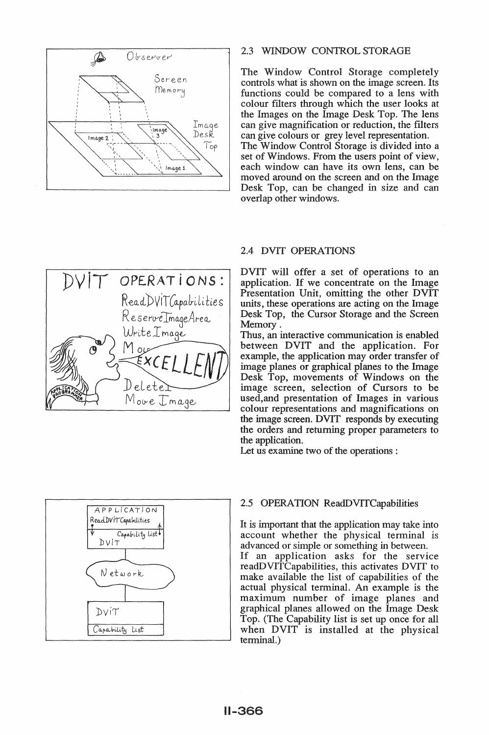## 2.3 WINDOW CONTROL STORAGE

The Window Control Storage completely controls what is shown on the image screen. Its functions could be compared to a lens with colour filters through which the user looks at the Images on the Image Desk Top. The lens can give magnification or reduction, the filters can give colours or grey level representation. The Window Control Storage is divided into a set of Windows. From the users point of view, each window can have its own lens, can be moved around on the screen and on the Image Desk Top, can be changed in size and can overlap other windows.

## 2.4 DVIT OPERATIONS

DVIT will offer a set of operations to an application. If we concentrate on the Image Presentation Unit, omitting the other DVIT units, these operations are acting on the Image Desk Top, the Cursor Storage and the Screen Memory .

Thus, an interactive communication is enabled between DVIT and the application. For example, the application may order transfer of image planes or graphical planes to the Image Desk Top, movements of Windows on the image screen, selection of Cursors to be used,and presentation of Images in various colour representations and magnifications on the image screen. DVIT responds by executing the orders and returning proper parameters to the application.

Let us examine two of the operations :

## 2.5 OPERATION ReadDVITCapabilities

It is important that the application may take into account whether the physical terminal is advanced or simple or something in between.

If an application asks for the service readDVITCapabilities, this activates DVIT to make available the list of capabilities of the actual physical terminal. An example is the maximum number of image planes and graphical planes allowed on the Image Desk Top. (The Capability list is set up once for all when DVIT is installed at the physical terminal.)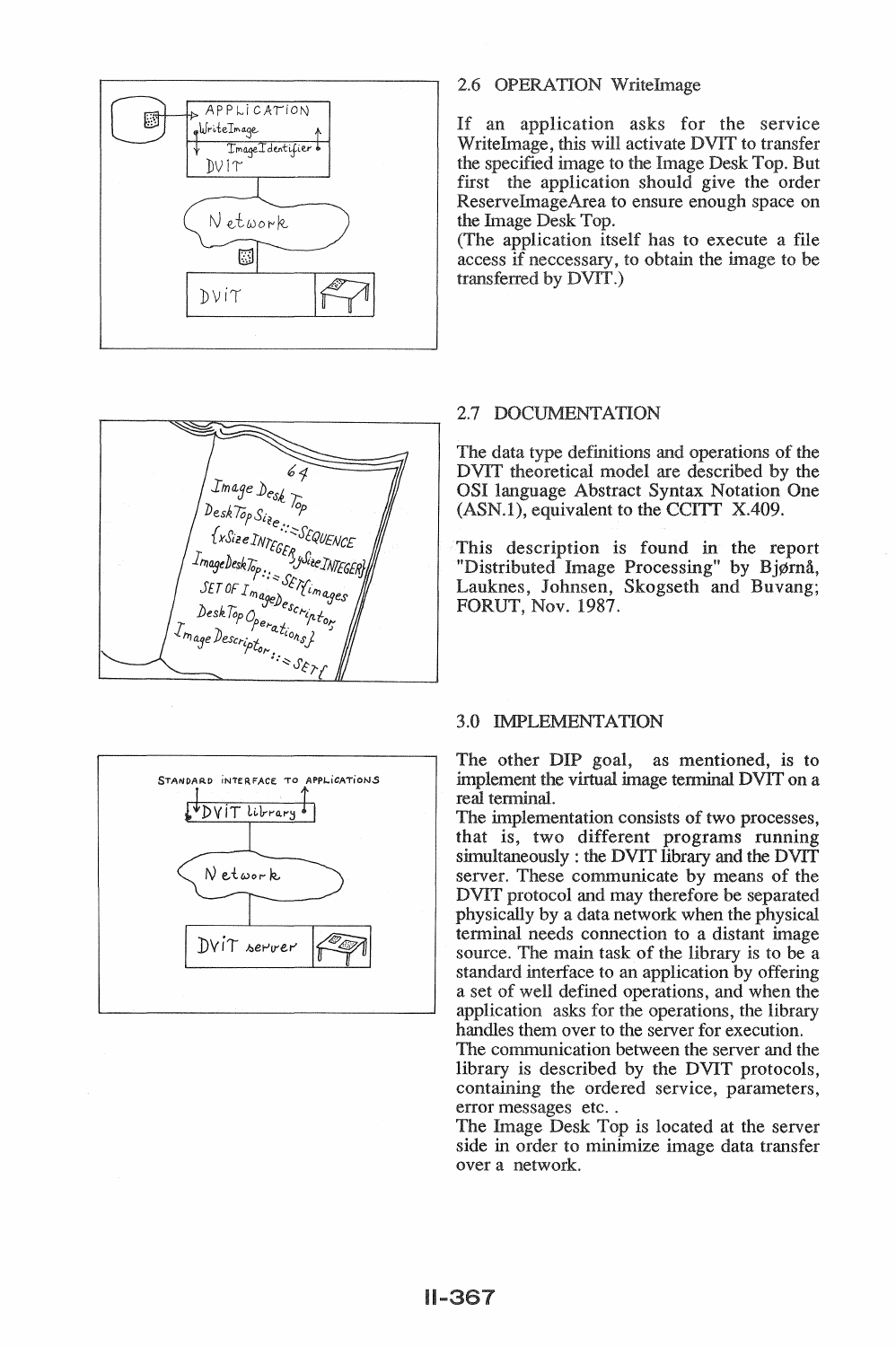## 2.6 OPERATION WriteImage

If an application asks for the service WriteImage, this will activate DVIT to transfer the specified image to the Image Desk Top. But first the application should give the order ReserveImageArea to ensure enough space on the Image Desk Top.
(The application itself has to execute a file access if neccessary, to obtain the image to be transferred by DVIT.)

## 2.7 DOCUMENTATION

The data type definitions and operations of the DVIT theoretical model are described by the OSI language Abstract Syntax Notation One (ASN.1), equivalent to the CCITT X.409.

This description is found in the report "Distributed Image Processing" by Bjørnå, Lauknes, Johnsen, Skogseth and Buvang; FORUT, Nov. 1987.

## 3.0 IMPLEMENTATION

The other DIP goal, as mentioned, is to implement the virtual image terminal DVIT on a real terminal.
The implementation consists of two processes, that is, two different programs running simultaneously : the DVIT library and the DVIT server. These communicate by means of the DVIT protocol and may therefore be separated physically by a data network when the physical terminal needs connection to a distant image source. The main task of the library is to be a standard interface to an application by offering a set of well defined operations, and when the application asks for the operations, the library handles them over to the server for execution.
The communication between the server and the library is described by the DVIT protocols, containing the ordered service, parameters, error messages etc. .
The Image Desk Top is located at the server side in order to minimize image data transfer over a network.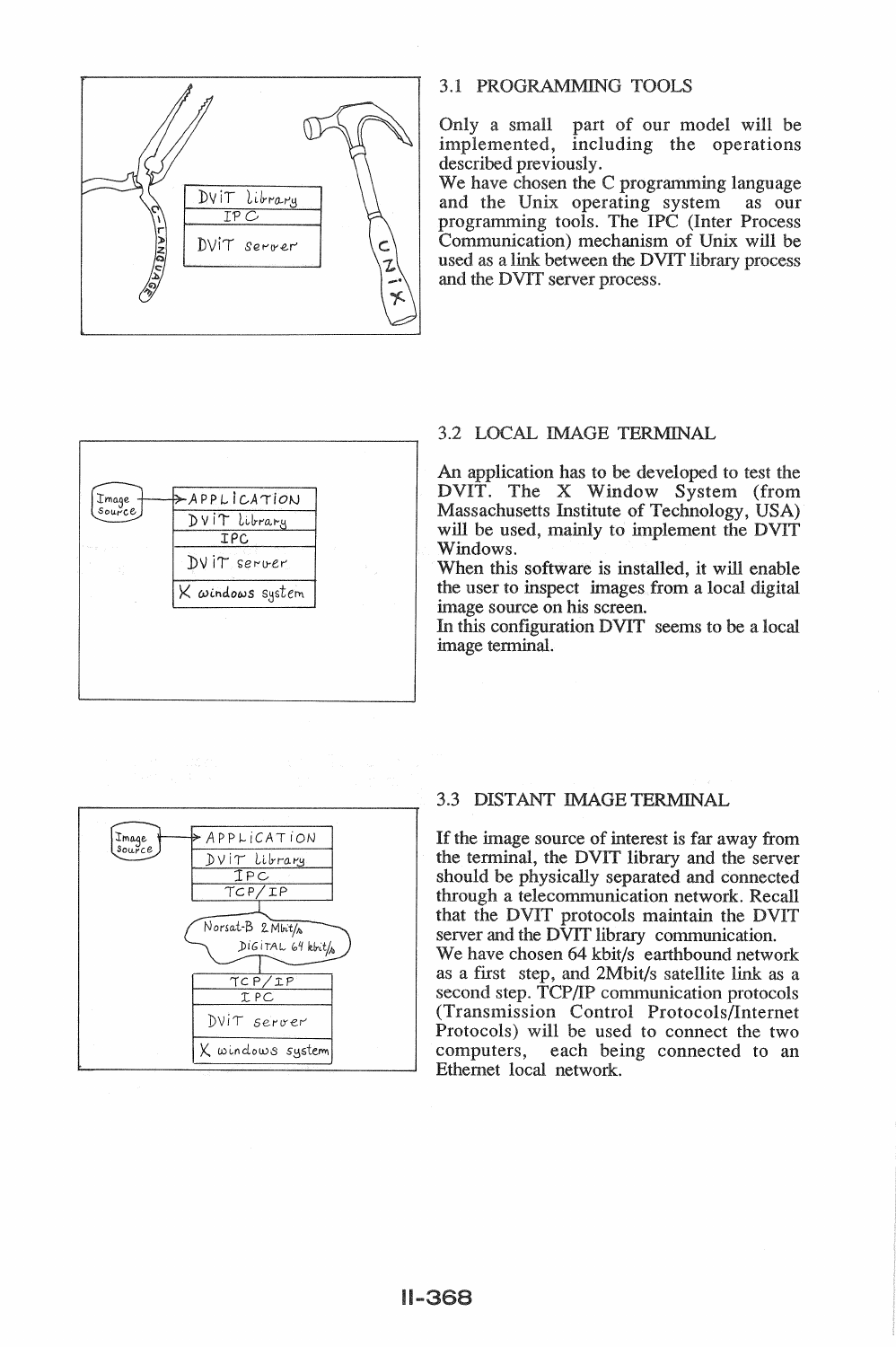## 3.1 PROGRAMMING TOOLS

Only a small part of our model will be implemented, including the operations described previously.

We have chosen the C programming language and the Unix operating system as our programming tools. The IPC (Inter Process Communication) mechanism of Unix will be used as a link between the DVIT library process and the DVIT server process.

## 3.2 LOCAL IMAGE TERMINAL

An application has to be developed to test the DVIT. The X Window System (from Massachusetts Institute of Technology, USA) will be used, mainly to implement the DVIT Windows.

When this software is installed, it will enable the user to inspect images from a local digital image source on his screen.

In this configuration DVIT seems to be a local image terminal.

## 3.3 DISTANT IMAGE TERMINAL

If the image source of interest is far away from the terminal, the DVIT library and the server should be physically separated and connected through a telecommunication network. Recall that the DVIT protocols maintain the DVIT server and the DVIT library communication.

We have chosen 64 kbit/s earthbound network as a first step, and 2Mbit/s satellite link as a second step. TCP/IP communication protocols (Transmission Control Protocols/Internet Protocols) will be used to connect the two computers, each being connected to an Ethernet local network.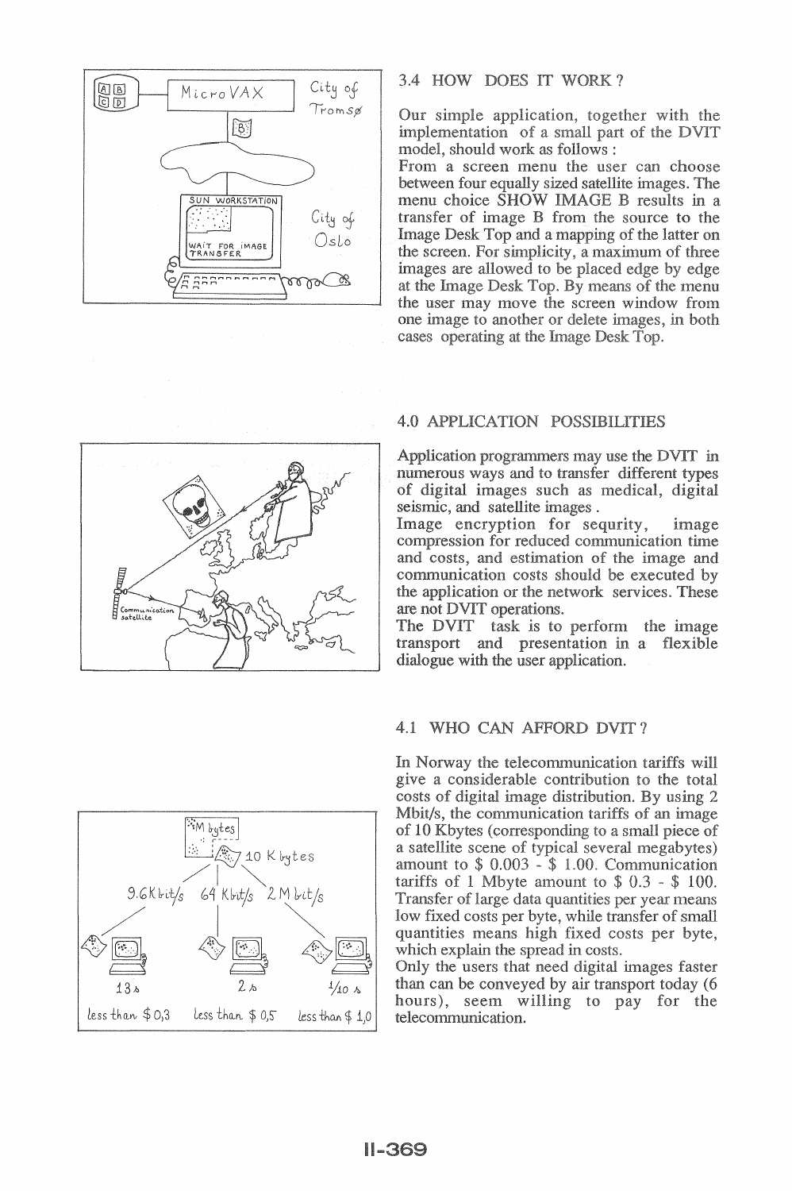## 3.4 HOW DOES IT WORK ?

Our simple application, together with the implementation of a small part of the DVIT model, should work as follows :

From a screen menu the user can choose between four equally sized satellite images. The menu choice SHOW IMAGE B results in a transfer of image B from the source to the Image Desk Top and a mapping of the latter on the screen. For simplicity, a maximum of three images are allowed to be placed edge by edge at the Image Desk Top. By means of the menu the user may move the screen window from one image to another or delete images, in both cases operating at the Image Desk Top.

## 4.0 APPLICATION POSSIBILITIES

Application programmers may use the DVIT in numerous ways and to transfer different types of digital images such as medical, digital seismic, and satellite images .

Image encryption for sequrity, image compression for reduced communication time and costs, and estimation of the image and communication costs should be executed by the application or the network services. These are not DVIT operations.

The DVIT task is to perform the image transport and presentation in a flexible dialogue with the user application.

## 4.1 WHO CAN AFFORD DVIT ?

In Norway the telecommunication tariffs will give a considerable contribution to the total costs of digital image distribution. By using 2 Mbit/s, the communication tariffs of an image of 10 Kbytes (corresponding to a small piece of a satellite scene of typical several megabytes) amount to \$ 0.003 - \$ 1.00. Communication tariffs of 1 Mbyte amount to \$ 0.3 - \$ 100. Transfer of large data quantities per year means low fixed costs per byte, while transfer of small quantities means high fixed costs per byte, which explain the spread in costs.

Only the users that need digital images faster than can be conveyed by air transport today (6 hours), seem willing to pay for the telecommunication.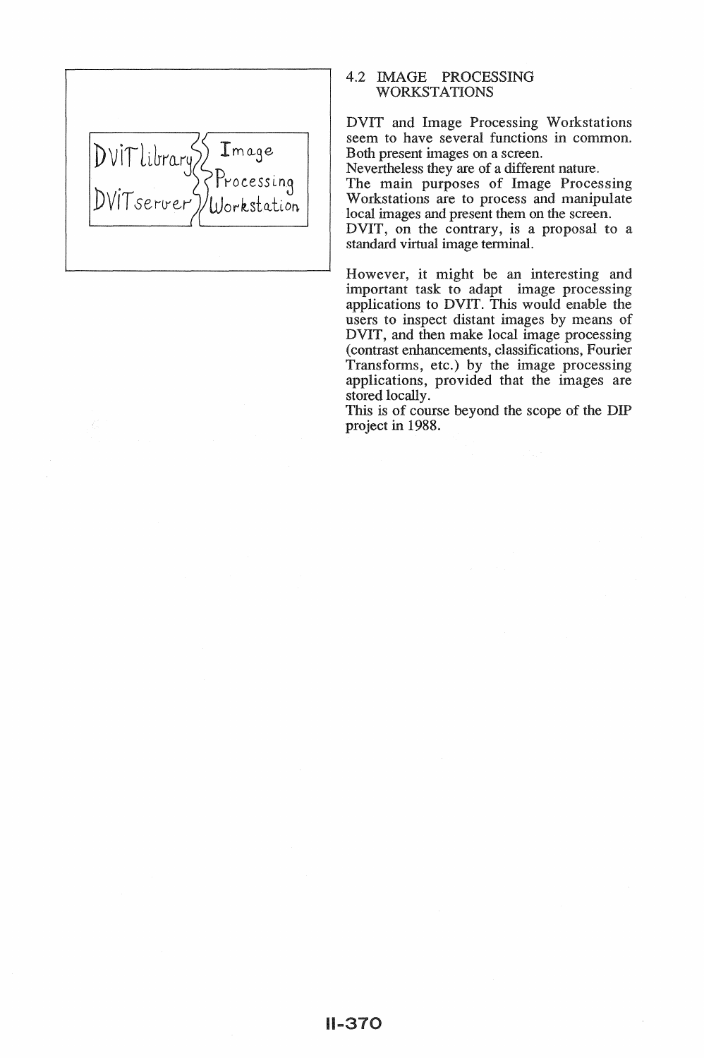DVIT library

DVIT server

Image Processing Workstation

## 4.2 IMAGE PROCESSING WORKSTATIONS

DVIT and Image Processing Workstations seem to have several functions in common. Both present images on a screen.
Nevertheless they are of a different nature.
The main purposes of Image Processing Workstations are to process and manipulate local images and present them on the screen.
DVIT, on the contrary, is a proposal to a standard virtual image terminal.

However, it might be an interesting and important task to adapt image processing applications to DVIT. This would enable the users to inspect distant images by means of DVIT, and then make local image processing (contrast enhancements, classifications, Fourier Transforms, etc.) by the image processing applications, provided that the images are stored locally.
This is of course beyond the scope of the DIP project in 1988.